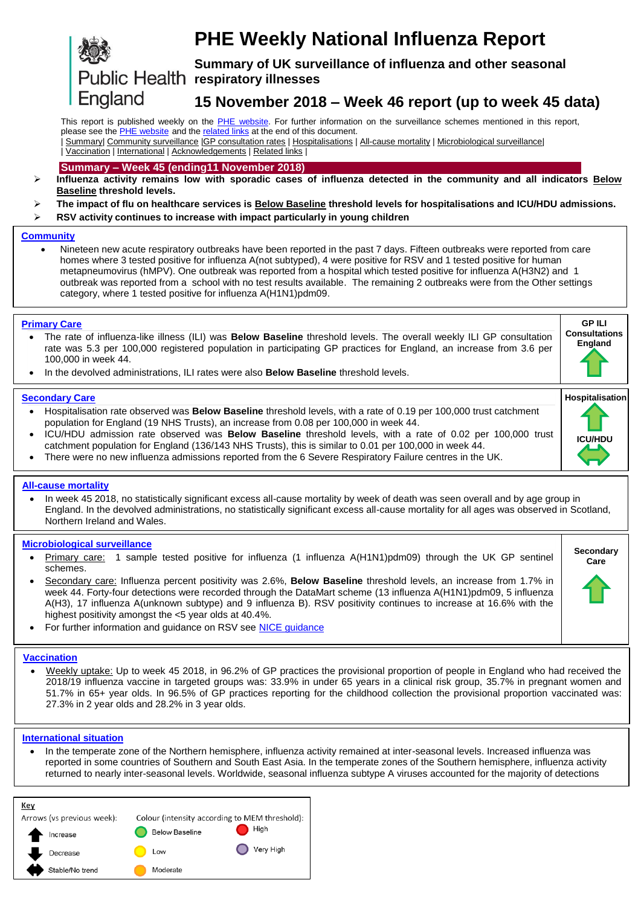Public Health England

# PHE Weekly National Influenza Report

## Summary of UK surveillance of influenza and other seasonal respiratory illnesses

## 15 November 2018 – Week 46 report (up to week 45 data)

This report is published weekly on the PHE website. For further information on the surveillance schemes mentioned in this report, please see the PHE website and the related links at the end of this document.

| Summary| Community surveillance |GP consultation rates | Hospitalisations | All-cause mortality | Microbiological surveillance|
| Vaccination | International | Acknowledgements | Related links |

### Summary – Week 45 (ending11 November 2018)

- **Influenza activity remains low with sporadic cases of influenza detected in the community and all indicators Below Baseline threshold levels.**
- **The impact of flu on healthcare services is Below Baseline threshold levels for hospitalisations and ICU/HDU admissions.**
- **RSV activity continues to increase with impact particularly in young children**

### Community

- Nineteen new acute respiratory outbreaks have been reported in the past 7 days. Fifteen outbreaks were reported from care homes where 3 tested positive for influenza A(not subtyped), 4 were positive for RSV and 1 tested positive for human metapneumovirus (hMPV). One outbreak was reported from a hospital which tested positive for influenza A(H3N2) and 1 outbreak was reported from a school with no test results available. The remaining 2 outbreaks were from the Other settings category, where 1 tested positive for influenza A(H1N1)pdm09.

### Primary Care

**GP ILI Consultations England**: increase (Below Baseline)

- The rate of influenza-like illness (ILI) was **Below Baseline** threshold levels. The overall weekly ILI GP consultation rate was 5.3 per 100,000 registered population in participating GP practices for England, an increase from 3.6 per 100,000 in week 44.
- In the devolved administrations, ILI rates were also **Below Baseline** threshold levels.

### Secondary Care

**Hospitalisation**: increase (Below Baseline)
**ICU/HDU**: stable/no trend (Below Baseline)

- Hospitalisation rate observed was **Below Baseline** threshold levels, with a rate of 0.19 per 100,000 trust catchment population for England (19 NHS Trusts), an increase from 0.08 per 100,000 in week 44.
- ICU/HDU admission rate observed was **Below Baseline** threshold levels, with a rate of 0.02 per 100,000 trust catchment population for England (136/143 NHS Trusts), this is similar to 0.01 per 100,000 in week 44.
- There were no new influenza admissions reported from the 6 Severe Respiratory Failure centres in the UK.

### All-cause mortality

- In week 45 2018, no statistically significant excess all-cause mortality by week of death was seen overall and by age group in England. In the devolved administrations, no statistically significant excess all-cause mortality for all ages was observed in Scotland, Northern Ireland and Wales.

### Microbiological surveillance

**Secondary Care**: increase (Below Baseline)

- Primary care: 1 sample tested positive for influenza (1 influenza A(H1N1)pdm09) through the UK GP sentinel schemes.
- Secondary care: Influenza percent positivity was 2.6%, **Below Baseline** threshold levels, an increase from 1.7% in week 44. Forty-four detections were recorded through the DataMart scheme (13 influenza A(H1N1)pdm09, 5 influenza A(H3), 17 influenza A(unknown subtype) and 9 influenza B). RSV positivity continues to increase at 16.6% with the highest positivity amongst the <5 year olds at 40.4%.
- For further information and guidance on RSV see NICE guidance

### Vaccination

- Weekly uptake: Up to week 45 2018, in 96.2% of GP practices the provisional proportion of people in England who had received the 2018/19 influenza vaccine in targeted groups was: 33.9% in under 65 years in a clinical risk group, 35.7% in pregnant women and 51.7% in 65+ year olds. In 96.5% of GP practices reporting for the childhood collection the provisional proportion vaccinated was: 27.3% in 2 year olds and 28.2% in 3 year olds.

### International situation

- In the temperate zone of the Northern hemisphere, influenza activity remained at inter-seasonal levels. Increased influenza was reported in some countries of Southern and South East Asia. In the temperate zones of the Southern hemisphere, influenza activity returned to nearly inter-seasonal levels. Worldwide, seasonal influenza subtype A viruses accounted for the majority of detections

**Key**

| Arrows (vs previous week): | Colour (intensity according to MEM threshold): | |
|---|---|---|
| Increase | Below Baseline | High |
| Decrease | Low | Very High |
| Stable/No trend | Moderate | |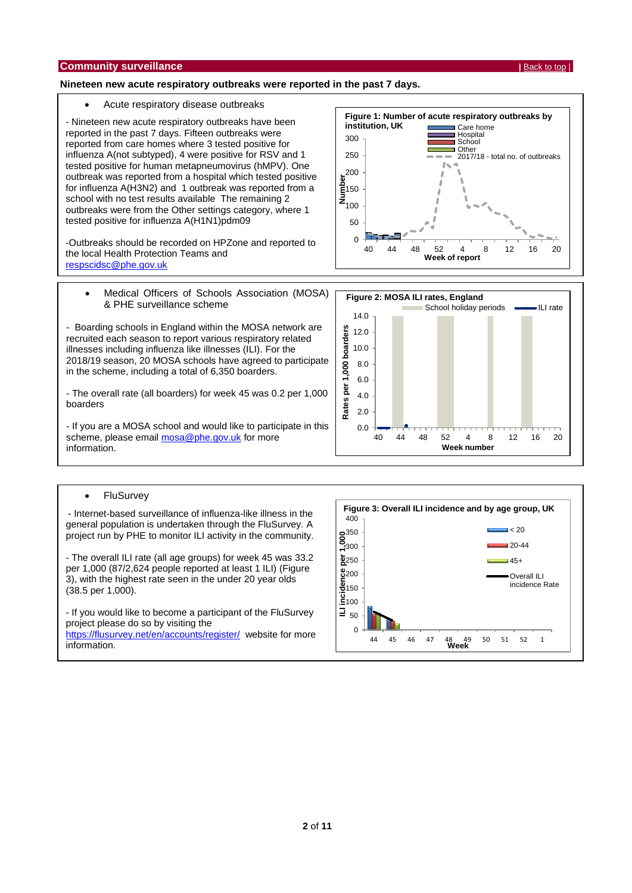## Community surveillance

| Back to top |

**Nineteen new acute respiratory outbreaks were reported in the past 7 days.**

- Acute respiratory disease outbreaks

- Nineteen new acute respiratory outbreaks have been reported in the past 7 days. Fifteen outbreaks were reported from care homes where 3 tested positive for influenza A(not subtyped), 4 were positive for RSV and 1 tested positive for human metapneumovirus (hMPV). One outbreak was reported from a hospital which tested positive for influenza A(H3N2) and 1 outbreak was reported from a school with no test results available The remaining 2 outbreaks were from the Other settings category, where 1 tested positive for influenza A(H1N1)pdm09

-Outbreaks should be recorded on HPZone and reported to the local Health Protection Teams and respscidsc@phe.gov.uk

**Figure 1: Number of acute respiratory outbreaks by institution, UK**

- Medical Officers of Schools Association (MOSA) & PHE surveillance scheme

- Boarding schools in England within the MOSA network are recruited each season to report various respiratory related illnesses including influenza like illnesses (ILI). For the 2018/19 season, 20 MOSA schools have agreed to participate in the scheme, including a total of 6,350 boarders.

- The overall rate (all boarders) for week 45 was 0.2 per 1,000 boarders

- If you are a MOSA school and would like to participate in this scheme, please email mosa@phe.gov.uk for more information.

**Figure 2: MOSA ILI rates, England**

- FluSurvey

- Internet-based surveillance of influenza-like illness in the general population is undertaken through the FluSurvey. A project run by PHE to monitor ILI activity in the community.

- The overall ILI rate (all age groups) for week 45 was 33.2 per 1,000 (87/2,624 people reported at least 1 ILI) (Figure 3), with the highest rate seen in the under 20 year olds (38.5 per 1,000).

- If you would like to become a participant of the FluSurvey project please do so by visiting the https://flusurvey.net/en/accounts/register/ website for more information.

**Figure 3: Overall ILI incidence and by age group, UK**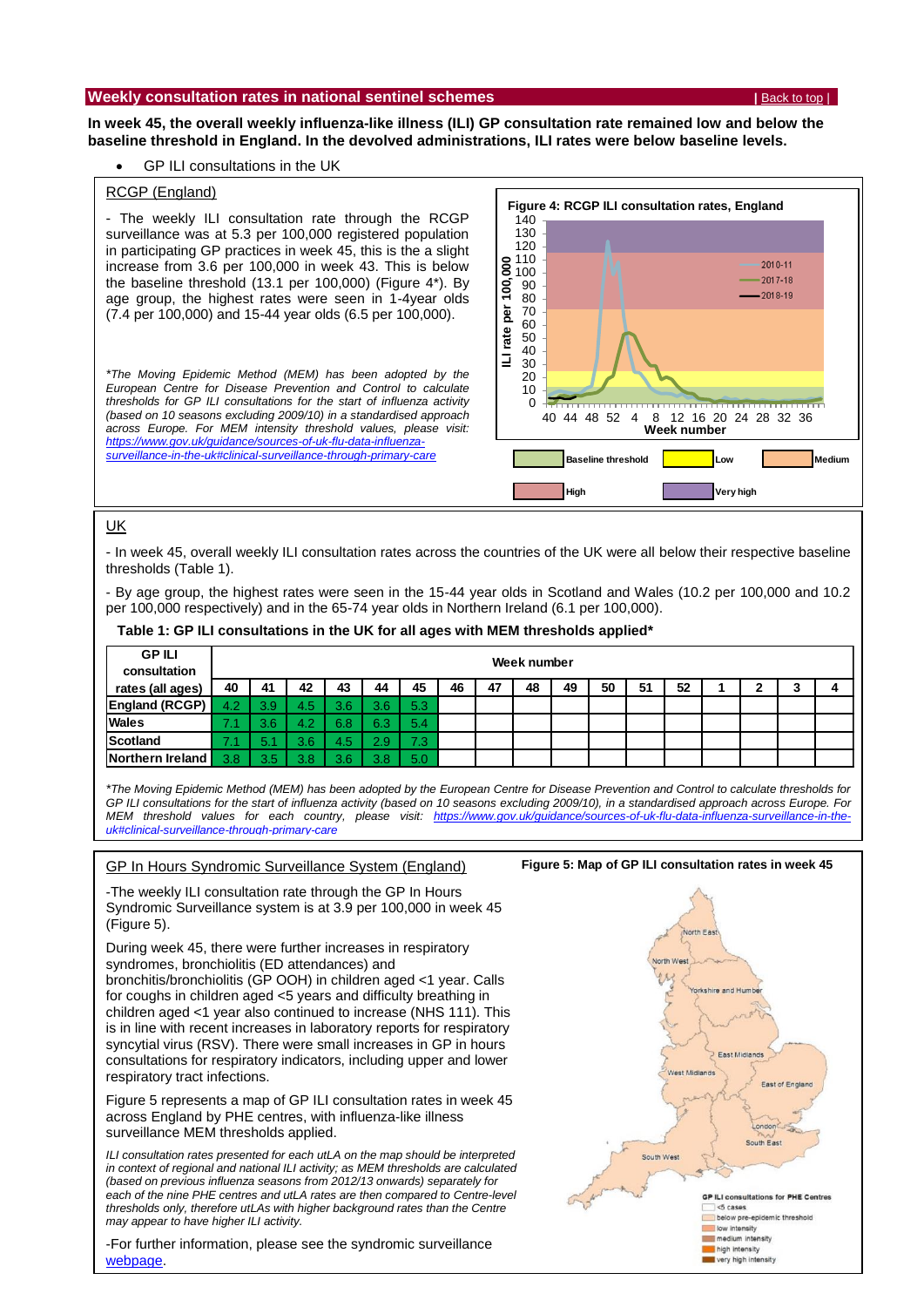## Weekly consultation rates in national sentinel schemes

| Back to top |

**In week 45, the overall weekly influenza-like illness (ILI) GP consultation rate remained low and below the baseline threshold in England. In the devolved administrations, ILI rates were below baseline levels.**

- GP ILI consultations in the UK

### RCGP (England)

- The weekly ILI consultation rate through the RCGP surveillance was at 5.3 per 100,000 registered population in participating GP practices in week 45, this is the a slight increase from 3.6 per 100,000 in week 43. This is below the baseline threshold (13.1 per 100,000) (Figure 4*). By age group, the highest rates were seen in 1-4year olds (7.4 per 100,000) and 15-44 year olds (6.5 per 100,000).

*\*The Moving Epidemic Method (MEM) has been adopted by the European Centre for Disease Prevention and Control to calculate thresholds for GP ILI consultations for the start of influenza activity (based on 10 seasons excluding 2009/10) in a standardised approach across Europe. For MEM intensity threshold values, please visit: https://www.gov.uk/guidance/sources-of-uk-flu-data-influenza-surveillance-in-the-uk#clinical-surveillance-through-primary-care*

**Figure 4: RCGP ILI consultation rates, England**

### UK

- In week 45, overall weekly ILI consultation rates across the countries of the UK were all below their respective baseline thresholds (Table 1).

- By age group, the highest rates were seen in the 15-44 year olds in Scotland and Wales (10.2 per 100,000 and 10.2 per 100,000 respectively) and in the 65-74 year olds in Northern Ireland (6.1 per 100,000).

**Table 1: GP ILI consultations in the UK for all ages with MEM thresholds applied***

| GP ILI consultation rates (all ages) | Week number | | | | | | | | | | | | | | | | |
|---|---|---|---|---|---|---|---|---|---|---|---|---|---|---|---|---|---|
| | 40 | 41 | 42 | 43 | 44 | 45 | 46 | 47 | 48 | 49 | 50 | 51 | 52 | 1 | 2 | 3 | 4 |
| England (RCGP) | 4.2 | 3.9 | 4.5 | 3.6 | 3.6 | 5.3 | | | | | | | | | | | |
| Wales | 7.1 | 3.6 | 4.2 | 6.8 | 6.3 | 5.4 | | | | | | | | | | | |
| Scotland | 7.1 | 5.1 | 3.6 | 4.5 | 2.9 | 7.3 | | | | | | | | | | | |
| Northern Ireland | 3.8 | 3.5 | 3.8 | 3.6 | 3.8 | 5.0 | | | | | | | | | | | |

*\*The Moving Epidemic Method (MEM) has been adopted by the European Centre for Disease Prevention and Control to calculate thresholds for GP ILI consultations for the start of influenza activity (based on 10 seasons excluding 2009/10), in a standardised approach across Europe. For MEM threshold values for each country, please visit: https://www.gov.uk/guidance/sources-of-uk-flu-data-influenza-surveillance-in-the-uk#clinical-surveillance-through-primary-care*

### GP In Hours Syndromic Surveillance System (England)

-The weekly ILI consultation rate through the GP In Hours Syndromic Surveillance system is at 3.9 per 100,000 in week 45 (Figure 5).

During week 45, there were further increases in respiratory syndromes, bronchiolitis (ED attendances) and bronchitis/bronchiolitis (GP OOH) in children aged <1 year. Calls for coughs in children aged <5 years and difficulty breathing in children aged <1 year also continued to increase (NHS 111). This is in line with recent increases in laboratory reports for respiratory syncytial virus (RSV). There were small increases in GP in hours consultations for respiratory indicators, including upper and lower respiratory tract infections.

Figure 5 represents a map of GP ILI consultation rates in week 45 across England by PHE centres, with influenza-like illness surveillance MEM thresholds applied.

*ILI consultation rates presented for each utLA on the map should be interpreted in context of regional and national ILI activity; as MEM thresholds are calculated (based on previous influenza seasons from 2012/13 onwards) separately for each of the nine PHE centres and utLA rates are then compared to Centre-level thresholds only, therefore utLAs with higher background rates than the Centre may appear to have higher ILI activity.*

-For further information, please see the syndromic surveillance webpage.

**Figure 5: Map of GP ILI consultation rates in week 45**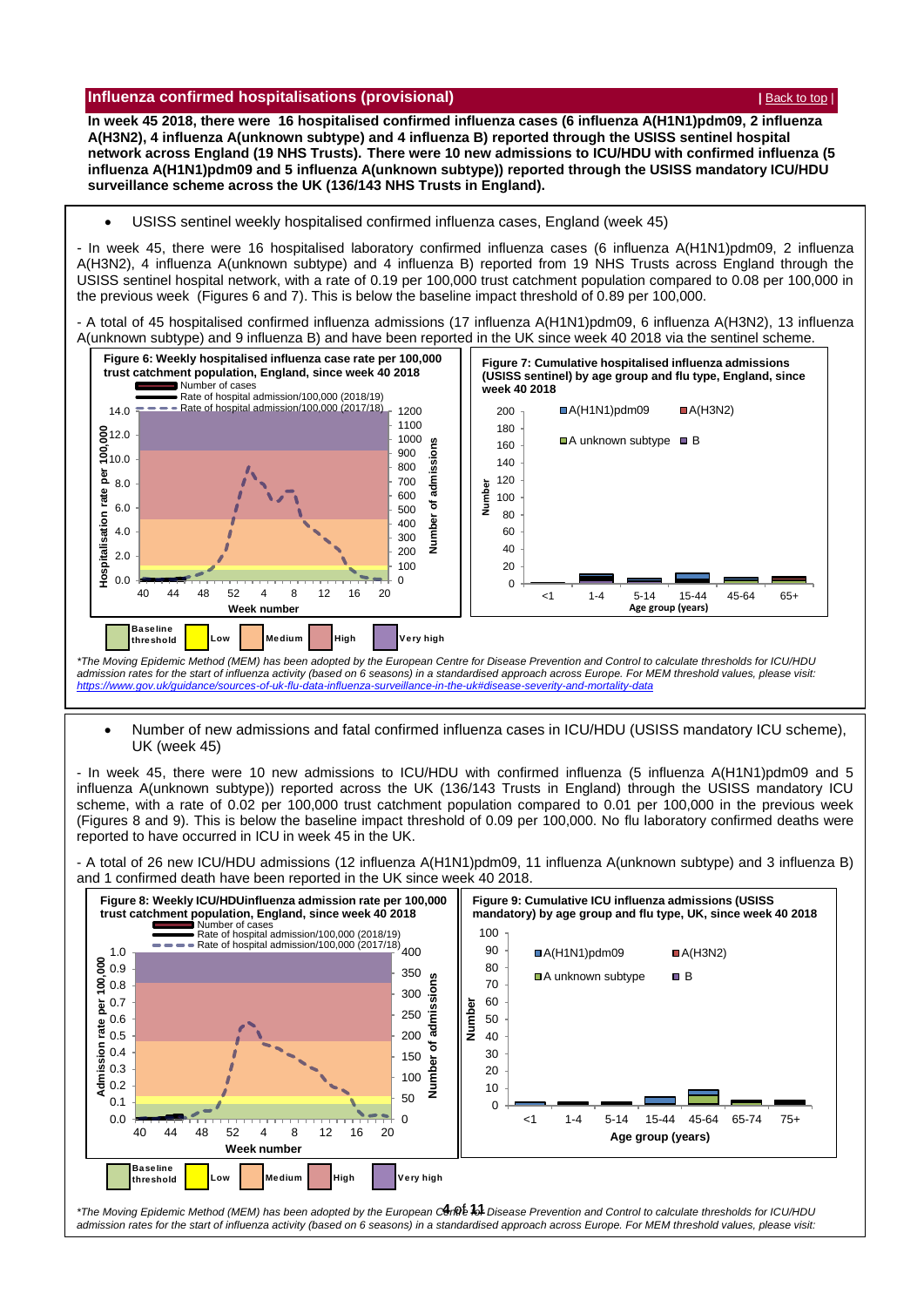## Influenza confirmed hospitalisations (provisional)

| Back to top |

**In week 45 2018, there were 16 hospitalised confirmed influenza cases (6 influenza A(H1N1)pdm09, 2 influenza A(H3N2), 4 influenza A(unknown subtype) and 4 influenza B) reported through the USISS sentinel hospital network across England (19 NHS Trusts). There were 10 new admissions to ICU/HDU with confirmed influenza (5 influenza A(H1N1)pdm09 and 5 influenza A(unknown subtype)) reported through the USISS mandatory ICU/HDU surveillance scheme across the UK (136/143 NHS Trusts in England).**

- USISS sentinel weekly hospitalised confirmed influenza cases, England (week 45)

- In week 45, there were 16 hospitalised laboratory confirmed influenza cases (6 influenza A(H1N1)pdm09, 2 influenza A(H3N2), 4 influenza A(unknown subtype) and 4 influenza B) reported from 19 NHS Trusts across England through the USISS sentinel hospital network, with a rate of 0.19 per 100,000 trust catchment population compared to 0.08 per 100,000 in the previous week (Figures 6 and 7). This is below the baseline impact threshold of 0.89 per 100,000.

- A total of 45 hospitalised confirmed influenza admissions (17 influenza A(H1N1)pdm09, 6 influenza A(H3N2), 13 influenza A(unknown subtype) and 9 influenza B) and have been reported in the UK since week 40 2018 via the sentinel scheme.

**Figure 6: Weekly hospitalised influenza case rate per 100,000 trust catchment population, England, since week 40 2018**

**Figure 7: Cumulative hospitalised influenza admissions (USISS sentinel) by age group and flu type, England, since week 40 2018**

*\*The Moving Epidemic Method (MEM) has been adopted by the European Centre for Disease Prevention and Control to calculate thresholds for ICU/HDU admission rates for the start of influenza activity (based on 6 seasons) in a standardised approach across Europe. For MEM threshold values, please visit: https://www.gov.uk/guidance/sources-of-uk-flu-data-influenza-surveillance-in-the-uk#disease-severity-and-mortality-data*

- Number of new admissions and fatal confirmed influenza cases in ICU/HDU (USISS mandatory ICU scheme), UK (week 45)

- In week 45, there were 10 new admissions to ICU/HDU with confirmed influenza (5 influenza A(H1N1)pdm09 and 5 influenza A(unknown subtype)) reported across the UK (136/143 Trusts in England) through the USISS mandatory ICU scheme, with a rate of 0.02 per 100,000 trust catchment population compared to 0.01 per 100,000 in the previous week (Figures 8 and 9). This is below the baseline impact threshold of 0.09 per 100,000. No flu laboratory confirmed deaths were reported to have occurred in ICU in week 45 in the UK.

- A total of 26 new ICU/HDU admissions (12 influenza A(H1N1)pdm09, 11 influenza A(unknown subtype) and 3 influenza B) and 1 confirmed death have been reported in the UK since week 40 2018.

**Figure 8: Weekly ICU/HDUinfluenza admission rate per 100,000 trust catchment population, England, since week 40 2018**

**Figure 9: Cumulative ICU influenza admissions (USISS mandatory) by age group and flu type, UK, since week 40 2018**

*\*The Moving Epidemic Method (MEM) has been adopted by the European Centre for Disease Prevention and Control to calculate thresholds for ICU/HDU admission rates for the start of influenza activity (based on 6 seasons) in a standardised approach across Europe. For MEM threshold values, please visit:*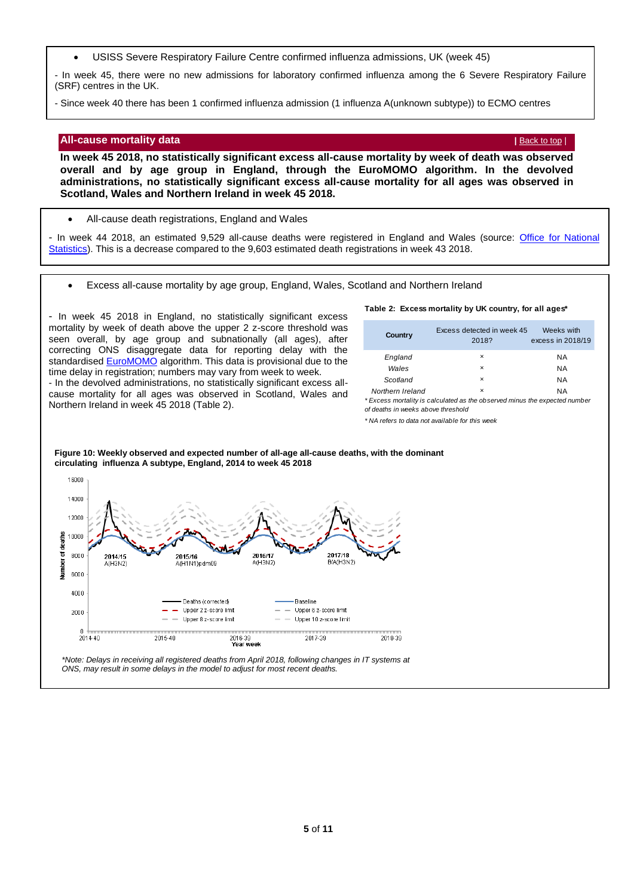- USISS Severe Respiratory Failure Centre confirmed influenza admissions, UK (week 45)

- In week 45, there were no new admissions for laboratory confirmed influenza among the 6 Severe Respiratory Failure (SRF) centres in the UK.

- Since week 40 there has been 1 confirmed influenza admission (1 influenza A(unknown subtype)) to ECMO centres

## All-cause mortality data

| Back to top |

**In week 45 2018, no statistically significant excess all-cause mortality by week of death was observed overall and by age group in England, through the EuroMOMO algorithm. In the devolved administrations, no statistically significant excess all-cause mortality for all ages was observed in Scotland, Wales and Northern Ireland in week 45 2018.**

- All-cause death registrations, England and Wales

- In week 44 2018, an estimated 9,529 all-cause deaths were registered in England and Wales (source: Office for National Statistics). This is a decrease compared to the 9,603 estimated death registrations in week 43 2018.

- Excess all-cause mortality by age group, England, Wales, Scotland and Northern Ireland

- In week 45 2018 in England, no statistically significant excess mortality by week of death above the upper 2 z-score threshold was seen overall, by age group and subnationally (all ages), after correcting ONS disaggregate data for reporting delay with the standardised EuroMOMO algorithm. This data is provisional due to the time delay in registration; numbers may vary from week to week.
- In the devolved administrations, no statistically significant excess all-cause mortality for all ages was observed in Scotland, Wales and Northern Ireland in week 45 2018 (Table 2).

**Table 2: Excess mortality by UK country, for all ages***

| Country | Excess detected in week 45 2018? | Weeks with excess in 2018/19 |
|---|---|---|
| *England* | × | NA |
| *Wales* | × | NA |
| *Scotland* | × | NA |
| *Northern Ireland* | × | NA |

*\* Excess mortality is calculated as the observed minus the expected number of deaths in weeks above threshold*

*\* NA refers to data not available for this week*

**Figure 10: Weekly observed and expected number of all-age all-cause deaths, with the dominant circulating influenza A subtype, England, 2014 to week 45 2018**

*\*Note: Delays in receiving all registered deaths from April 2018, following changes in IT systems at ONS, may result in some delays in the model to adjust for most recent deaths.*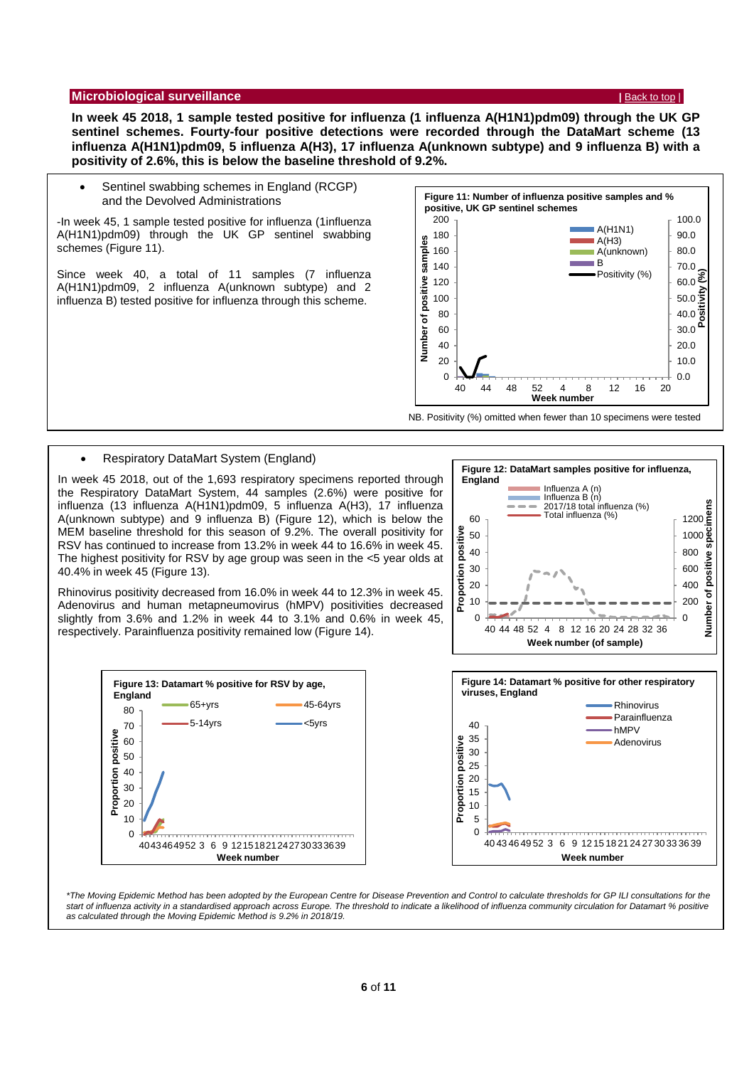## Microbiological surveillance

| Back to top |

**In week 45 2018, 1 sample tested positive for influenza (1 influenza A(H1N1)pdm09) through the UK GP sentinel schemes. Fourty-four positive detections were recorded through the DataMart scheme (13 influenza A(H1N1)pdm09, 5 influenza A(H3), 17 influenza A(unknown subtype) and 9 influenza B) with a positivity of 2.6%, this is below the baseline threshold of 9.2%.**

- Sentinel swabbing schemes in England (RCGP) and the Devolved Administrations

-In week 45, 1 sample tested positive for influenza (1influenza A(H1N1)pdm09) through the UK GP sentinel swabbing schemes (Figure 11).

Since week 40, a total of 11 samples (7 influenza A(H1N1)pdm09, 2 influenza A(unknown subtype) and 2 influenza B) tested positive for influenza through this scheme.

**Figure 11: Number of influenza positive samples and % positive, UK GP sentinel schemes**

NB. Positivity (%) omitted when fewer than 10 specimens were tested

- Respiratory DataMart System (England)

In week 45 2018, out of the 1,693 respiratory specimens reported through the Respiratory DataMart System, 44 samples (2.6%) were positive for influenza (13 influenza A(H1N1)pdm09, 5 influenza A(H3), 17 influenza A(unknown subtype) and 9 influenza B) (Figure 12), which is below the MEM baseline threshold for this season of 9.2%. The overall positivity for RSV has continued to increase from 13.2% in week 44 to 16.6% in week 45. The highest positivity for RSV by age group was seen in the <5 year olds at 40.4% in week 45 (Figure 13).

Rhinovirus positivity decreased from 16.0% in week 44 to 12.3% in week 45. Adenovirus and human metapneumovirus (hMPV) positivities decreased slightly from 3.6% and 1.2% in week 44 to 3.1% and 0.6% in week 45, respectively. Parainfluenza positivity remained low (Figure 14).

**Figure 12: DataMart samples positive for influenza, England**

**Figure 13: Datamart % positive for RSV by age, England**

**Figure 14: Datamart % positive for other respiratory viruses, England**

*\*The Moving Epidemic Method has been adopted by the European Centre for Disease Prevention and Control to calculate thresholds for GP ILI consultations for the start of influenza activity in a standardised approach across Europe. The threshold to indicate a likelihood of influenza community circulation for Datamart % positive as calculated through the Moving Epidemic Method is 9.2% in 2018/19.*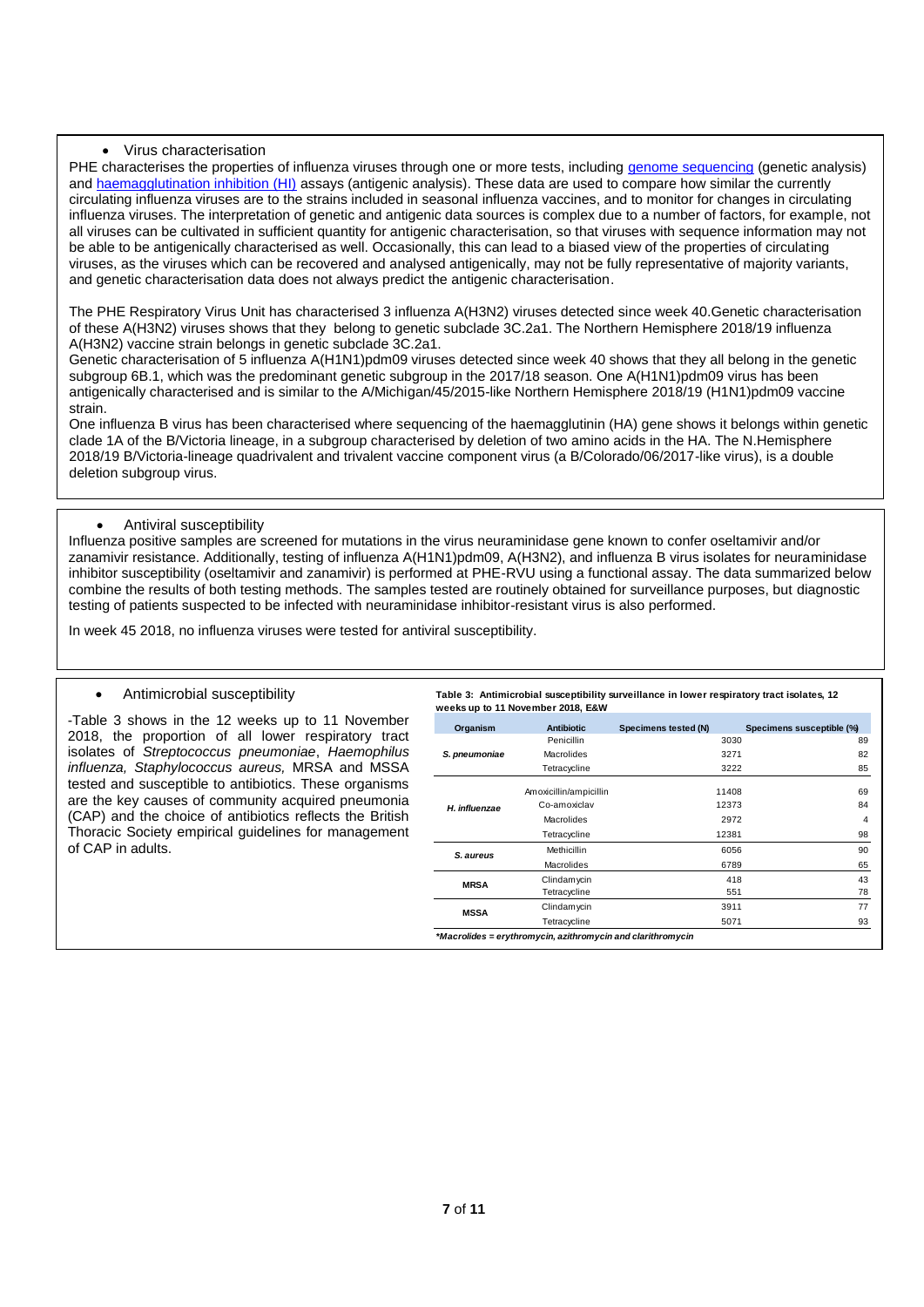- Virus characterisation

PHE characterises the properties of influenza viruses through one or more tests, including genome sequencing (genetic analysis) and haemagglutination inhibition (HI) assays (antigenic analysis). These data are used to compare how similar the currently circulating influenza viruses are to the strains included in seasonal influenza vaccines, and to monitor for changes in circulating influenza viruses. The interpretation of genetic and antigenic data sources is complex due to a number of factors, for example, not all viruses can be cultivated in sufficient quantity for antigenic characterisation, so that viruses with sequence information may not be able to be antigenically characterised as well. Occasionally, this can lead to a biased view of the properties of circulating viruses, as the viruses which can be recovered and analysed antigenically, may not be fully representative of majority variants, and genetic characterisation data does not always predict the antigenic characterisation.

The PHE Respiratory Virus Unit has characterised 3 influenza A(H3N2) viruses detected since week 40.Genetic characterisation of these A(H3N2) viruses shows that they belong to genetic subclade 3C.2a1. The Northern Hemisphere 2018/19 influenza A(H3N2) vaccine strain belongs in genetic subclade 3C.2a1.

Genetic characterisation of 5 influenza A(H1N1)pdm09 viruses detected since week 40 shows that they all belong in the genetic subgroup 6B.1, which was the predominant genetic subgroup in the 2017/18 season. One A(H1N1)pdm09 virus has been antigenically characterised and is similar to the A/Michigan/45/2015-like Northern Hemisphere 2018/19 (H1N1)pdm09 vaccine strain.

One influenza B virus has been characterised where sequencing of the haemagglutinin (HA) gene shows it belongs within genetic clade 1A of the B/Victoria lineage, in a subgroup characterised by deletion of two amino acids in the HA. The N.Hemisphere 2018/19 B/Victoria-lineage quadrivalent and trivalent vaccine component virus (a B/Colorado/06/2017-like virus), is a double deletion subgroup virus.

- Antiviral susceptibility

Influenza positive samples are screened for mutations in the virus neuraminidase gene known to confer oseltamivir and/or zanamivir resistance. Additionally, testing of influenza A(H1N1)pdm09, A(H3N2), and influenza B virus isolates for neuraminidase inhibitor susceptibility (oseltamivir and zanamivir) is performed at PHE-RVU using a functional assay. The data summarized below combine the results of both testing methods. The samples tested are routinely obtained for surveillance purposes, but diagnostic testing of patients suspected to be infected with neuraminidase inhibitor-resistant virus is also performed.

In week 45 2018, no influenza viruses were tested for antiviral susceptibility.

- Antimicrobial susceptibility

-Table 3 shows in the 12 weeks up to 11 November 2018, the proportion of all lower respiratory tract isolates of *Streptococcus pneumoniae*, *Haemophilus influenza, Staphylococcus aureus,* MRSA and MSSA tested and susceptible to antibiotics. These organisms are the key causes of community acquired pneumonia (CAP) and the choice of antibiotics reflects the British Thoracic Society empirical guidelines for management of CAP in adults.

**Table 3: Antimicrobial susceptibility surveillance in lower respiratory tract isolates, 12 weeks up to 11 November 2018, E&W**

| Organism | Antibiotic | Specimens tested (N) | Specimens susceptible (%) |
|---|---|---|---|
| *S. pneumoniae* | Penicillin | 3030 | 89 |
| | Macrolides | 3271 | 82 |
| | Tetracycline | 3222 | 85 |
| *H. influenzae* | Amoxicillin/ampicillin | 11408 | 69 |
| | Co-amoxiclav | 12373 | 84 |
| | Macrolides | 2972 | 4 |
| | Tetracycline | 12381 | 98 |
| *S. aureus* | Methicillin | 6056 | 90 |
| | Macrolides | 6789 | 65 |
| MRSA | Clindamycin | 418 | 43 |
| | Tetracycline | 551 | 78 |
| MSSA | Clindamycin | 3911 | 77 |
| | Tetracycline | 5071 | 93 |

*\*Macrolides = erythromycin, azithromycin and clarithromycin*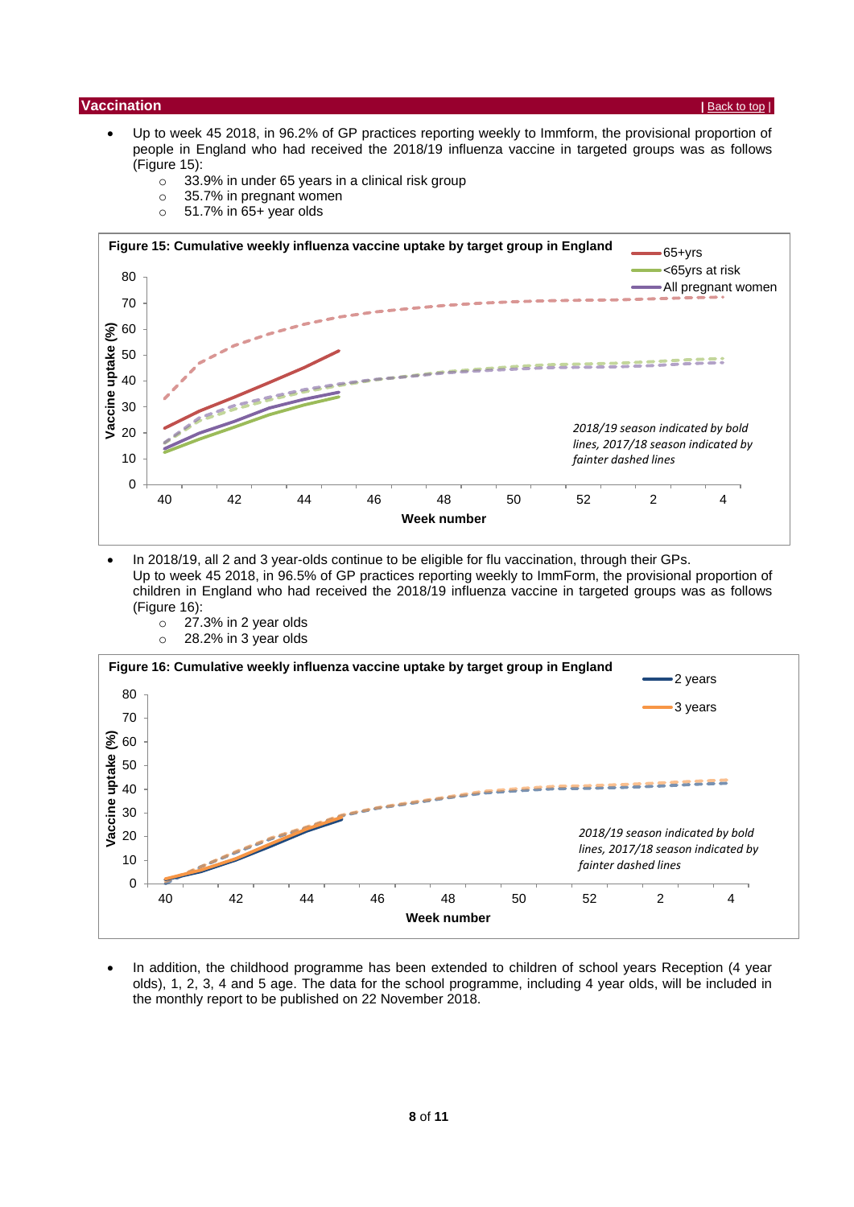## Vaccination

| Back to top |

- Up to week 45 2018, in 96.2% of GP practices reporting weekly to Immform, the provisional proportion of people in England who had received the 2018/19 influenza vaccine in targeted groups was as follows (Figure 15):
  - 33.9% in under 65 years in a clinical risk group
  - 35.7% in pregnant women
  - 51.7% in 65+ year olds

**Figure 15: Cumulative weekly influenza vaccine uptake by target group in England**

*2018/19 season indicated by bold lines, 2017/18 season indicated by fainter dashed lines*

- In 2018/19, all 2 and 3 year-olds continue to be eligible for flu vaccination, through their GPs.
  Up to week 45 2018, in 96.5% of GP practices reporting weekly to ImmForm, the provisional proportion of children in England who had received the 2018/19 influenza vaccine in targeted groups was as follows (Figure 16):
  - 27.3% in 2 year olds
  - 28.2% in 3 year olds

**Figure 16: Cumulative weekly influenza vaccine uptake by target group in England**

*2018/19 season indicated by bold lines, 2017/18 season indicated by fainter dashed lines*

- In addition, the childhood programme has been extended to children of school years Reception (4 year olds), 1, 2, 3, 4 and 5 age. The data for the school programme, including 4 year olds, will be included in the monthly report to be published on 22 November 2018.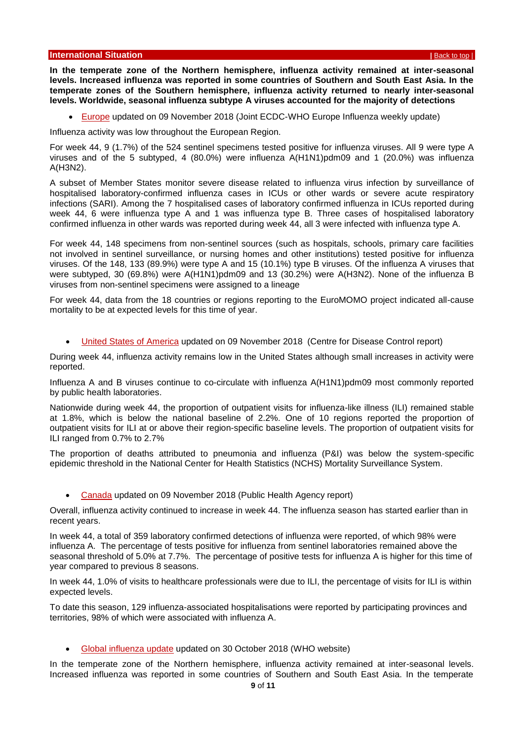## International Situation

**In the temperate zone of the Northern hemisphere, influenza activity remained at inter-seasonal levels. Increased influenza was reported in some countries of Southern and South East Asia. In the temperate zones of the Southern hemisphere, influenza activity returned to nearly inter-seasonal levels. Worldwide, seasonal influenza subtype A viruses accounted for the majority of detections**

- Europe updated on 09 November 2018 (Joint ECDC-WHO Europe Influenza weekly update)

Influenza activity was low throughout the European Region.

For week 44, 9 (1.7%) of the 524 sentinel specimens tested positive for influenza viruses. All 9 were type A viruses and of the 5 subtyped, 4 (80.0%) were influenza A(H1N1)pdm09 and 1 (20.0%) was influenza A(H3N2).

A subset of Member States monitor severe disease related to influenza virus infection by surveillance of hospitalised laboratory-confirmed influenza cases in ICUs or other wards or severe acute respiratory infections (SARI). Among the 7 hospitalised cases of laboratory confirmed influenza in ICUs reported during week 44, 6 were influenza type A and 1 was influenza type B. Three cases of hospitalised laboratory confirmed influenza in other wards was reported during week 44, all 3 were infected with influenza type A.

For week 44, 148 specimens from non-sentinel sources (such as hospitals, schools, primary care facilities not involved in sentinel surveillance, or nursing homes and other institutions) tested positive for influenza viruses. Of the 148, 133 (89.9%) were type A and 15 (10.1%) type B viruses. Of the influenza A viruses that were subtyped, 30 (69.8%) were A(H1N1)pdm09 and 13 (30.2%) were A(H3N2). None of the influenza B viruses from non-sentinel specimens were assigned to a lineage

For week 44, data from the 18 countries or regions reporting to the EuroMOMO project indicated all-cause mortality to be at expected levels for this time of year.

- United States of America updated on 09 November 2018 (Centre for Disease Control report)

During week 44, influenza activity remains low in the United States although small increases in activity were reported.

Influenza A and B viruses continue to co-circulate with influenza A(H1N1)pdm09 most commonly reported by public health laboratories.

Nationwide during week 44, the proportion of outpatient visits for influenza-like illness (ILI) remained stable at 1.8%, which is below the national baseline of 2.2%. One of 10 regions reported the proportion of outpatient visits for ILI at or above their region-specific baseline levels. The proportion of outpatient visits for ILI ranged from 0.7% to 2.7%

The proportion of deaths attributed to pneumonia and influenza (P&I) was below the system-specific epidemic threshold in the National Center for Health Statistics (NCHS) Mortality Surveillance System.

- Canada updated on 09 November 2018 (Public Health Agency report)

Overall, influenza activity continued to increase in week 44. The influenza season has started earlier than in recent years.

In week 44, a total of 359 laboratory confirmed detections of influenza were reported, of which 98% were influenza A. The percentage of tests positive for influenza from sentinel laboratories remained above the seasonal threshold of 5.0% at 7.7%. The percentage of positive tests for influenza A is higher for this time of year compared to previous 8 seasons.

In week 44, 1.0% of visits to healthcare professionals were due to ILI, the percentage of visits for ILI is within expected levels.

To date this season, 129 influenza-associated hospitalisations were reported by participating provinces and territories, 98% of which were associated with influenza A.

- Global influenza update updated on 30 October 2018 (WHO website)

In the temperate zone of the Northern hemisphere, influenza activity remained at inter-seasonal levels. Increased influenza was reported in some countries of Southern and South East Asia. In the temperate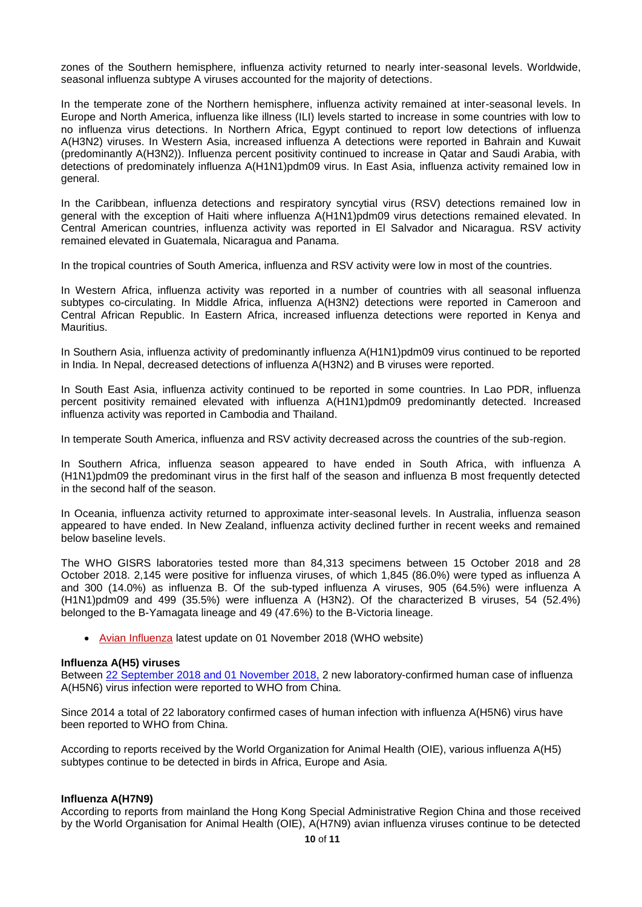zones of the Southern hemisphere, influenza activity returned to nearly inter-seasonal levels. Worldwide, seasonal influenza subtype A viruses accounted for the majority of detections.

In the temperate zone of the Northern hemisphere, influenza activity remained at inter-seasonal levels. In Europe and North America, influenza like illness (ILI) levels started to increase in some countries with low to no influenza virus detections. In Northern Africa, Egypt continued to report low detections of influenza A(H3N2) viruses. In Western Asia, increased influenza A detections were reported in Bahrain and Kuwait (predominantly A(H3N2)). Influenza percent positivity continued to increase in Qatar and Saudi Arabia, with detections of predominately influenza A(H1N1)pdm09 virus. In East Asia, influenza activity remained low in general.

In the Caribbean, influenza detections and respiratory syncytial virus (RSV) detections remained low in general with the exception of Haiti where influenza A(H1N1)pdm09 virus detections remained elevated. In Central American countries, influenza activity was reported in El Salvador and Nicaragua. RSV activity remained elevated in Guatemala, Nicaragua and Panama.

In the tropical countries of South America, influenza and RSV activity were low in most of the countries.

In Western Africa, influenza activity was reported in a number of countries with all seasonal influenza subtypes co-circulating. In Middle Africa, influenza A(H3N2) detections were reported in Cameroon and Central African Republic. In Eastern Africa, increased influenza detections were reported in Kenya and Mauritius.

In Southern Asia, influenza activity of predominantly influenza A(H1N1)pdm09 virus continued to be reported in India. In Nepal, decreased detections of influenza A(H3N2) and B viruses were reported.

In South East Asia, influenza activity continued to be reported in some countries. In Lao PDR, influenza percent positivity remained elevated with influenza A(H1N1)pdm09 predominantly detected. Increased influenza activity was reported in Cambodia and Thailand.

In temperate South America, influenza and RSV activity decreased across the countries of the sub-region.

In Southern Africa, influenza season appeared to have ended in South Africa, with influenza A (H1N1)pdm09 the predominant virus in the first half of the season and influenza B most frequently detected in the second half of the season.

In Oceania, influenza activity returned to approximate inter-seasonal levels. In Australia, influenza season appeared to have ended. In New Zealand, influenza activity declined further in recent weeks and remained below baseline levels.

The WHO GISRS laboratories tested more than 84,313 specimens between 15 October 2018 and 28 October 2018. 2,145 were positive for influenza viruses, of which 1,845 (86.0%) were typed as influenza A and 300 (14.0%) as influenza B. Of the sub-typed influenza A viruses, 905 (64.5%) were influenza A (H1N1)pdm09 and 499 (35.5%) were influenza A (H3N2). Of the characterized B viruses, 54 (52.4%) belonged to the B-Yamagata lineage and 49 (47.6%) to the B-Victoria lineage.

- Avian Influenza latest update on 01 November 2018 (WHO website)

**Influenza A(H5) viruses**

Between 22 September 2018 and 01 November 2018, 2 new laboratory-confirmed human case of influenza A(H5N6) virus infection were reported to WHO from China.

Since 2014 a total of 22 laboratory confirmed cases of human infection with influenza A(H5N6) virus have been reported to WHO from China.

According to reports received by the World Organization for Animal Health (OIE), various influenza A(H5) subtypes continue to be detected in birds in Africa, Europe and Asia.

**Influenza A(H7N9)**

According to reports from mainland the Hong Kong Special Administrative Region China and those received by the World Organisation for Animal Health (OIE), A(H7N9) avian influenza viruses continue to be detected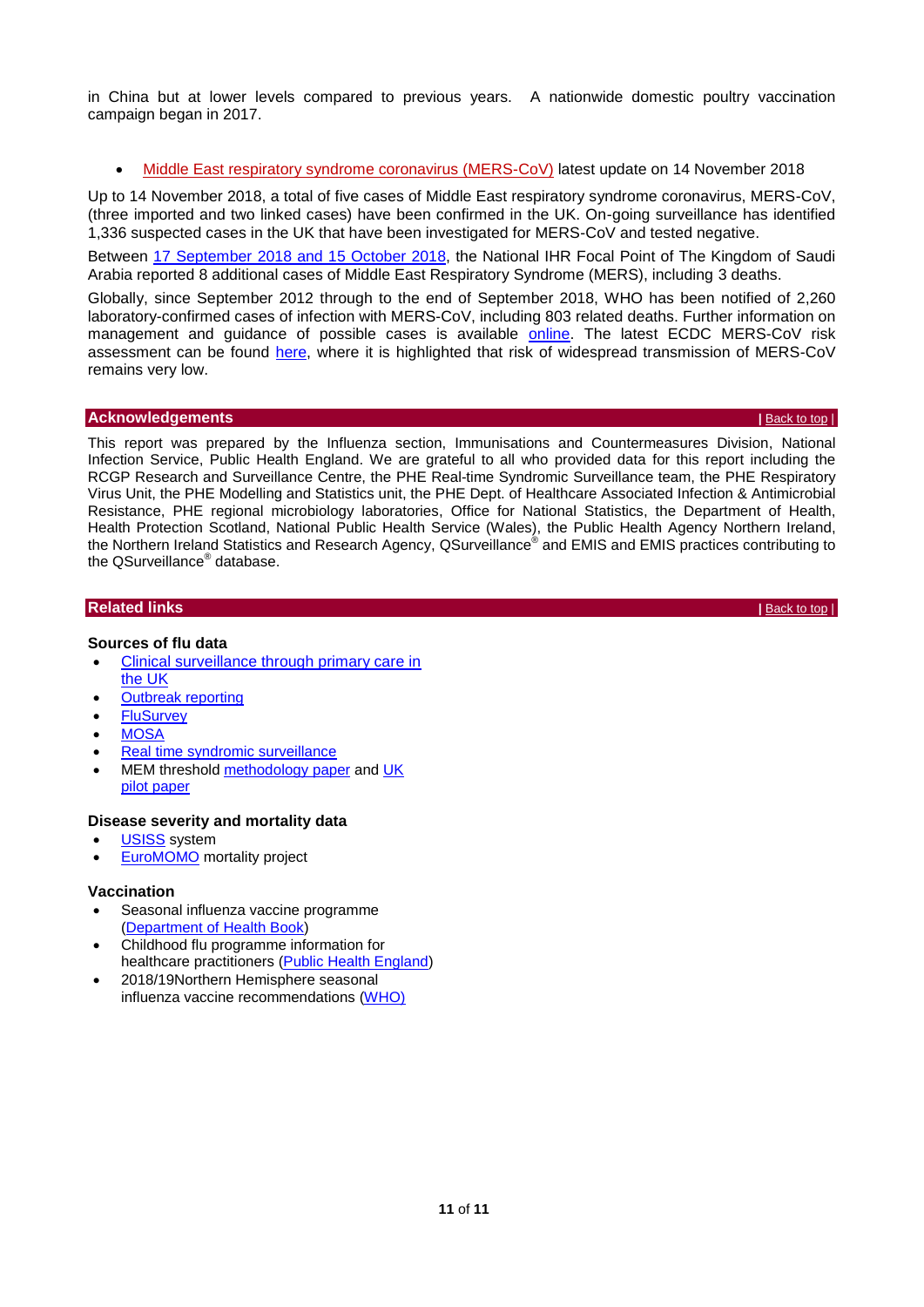in China but at lower levels compared to previous years. A nationwide domestic poultry vaccination campaign began in 2017.

- Middle East respiratory syndrome coronavirus (MERS-CoV) latest update on 14 November 2018

Up to 14 November 2018, a total of five cases of Middle East respiratory syndrome coronavirus, MERS-CoV, (three imported and two linked cases) have been confirmed in the UK. On-going surveillance has identified 1,336 suspected cases in the UK that have been investigated for MERS-CoV and tested negative.

Between 17 September 2018 and 15 October 2018, the National IHR Focal Point of The Kingdom of Saudi Arabia reported 8 additional cases of Middle East Respiratory Syndrome (MERS), including 3 deaths.

Globally, since September 2012 through to the end of September 2018, WHO has been notified of 2,260 laboratory-confirmed cases of infection with MERS-CoV, including 803 related deaths. Further information on management and guidance of possible cases is available online. The latest ECDC MERS-CoV risk assessment can be found here, where it is highlighted that risk of widespread transmission of MERS-CoV remains very low.

## Acknowledgements

| Back to top |

This report was prepared by the Influenza section, Immunisations and Countermeasures Division, National Infection Service, Public Health England. We are grateful to all who provided data for this report including the RCGP Research and Surveillance Centre, the PHE Real-time Syndromic Surveillance team, the PHE Respiratory Virus Unit, the PHE Modelling and Statistics unit, the PHE Dept. of Healthcare Associated Infection & Antimicrobial Resistance, PHE regional microbiology laboratories, Office for National Statistics, the Department of Health, Health Protection Scotland, National Public Health Service (Wales), the Public Health Agency Northern Ireland, the Northern Ireland Statistics and Research Agency, QSurveillance® and EMIS and EMIS practices contributing to the QSurveillance® database.

## Related links

| Back to top |

### Sources of flu data

- Clinical surveillance through primary care in the UK
- Outbreak reporting
- FluSurvey
- MOSA
- Real time syndromic surveillance
- MEM threshold methodology paper and UK pilot paper

### Disease severity and mortality data

- USISS system
- EuroMOMO mortality project

### Vaccination

- Seasonal influenza vaccine programme (Department of Health Book)
- Childhood flu programme information for healthcare practitioners (Public Health England)
- 2018/19Northern Hemisphere seasonal influenza vaccine recommendations (WHO)